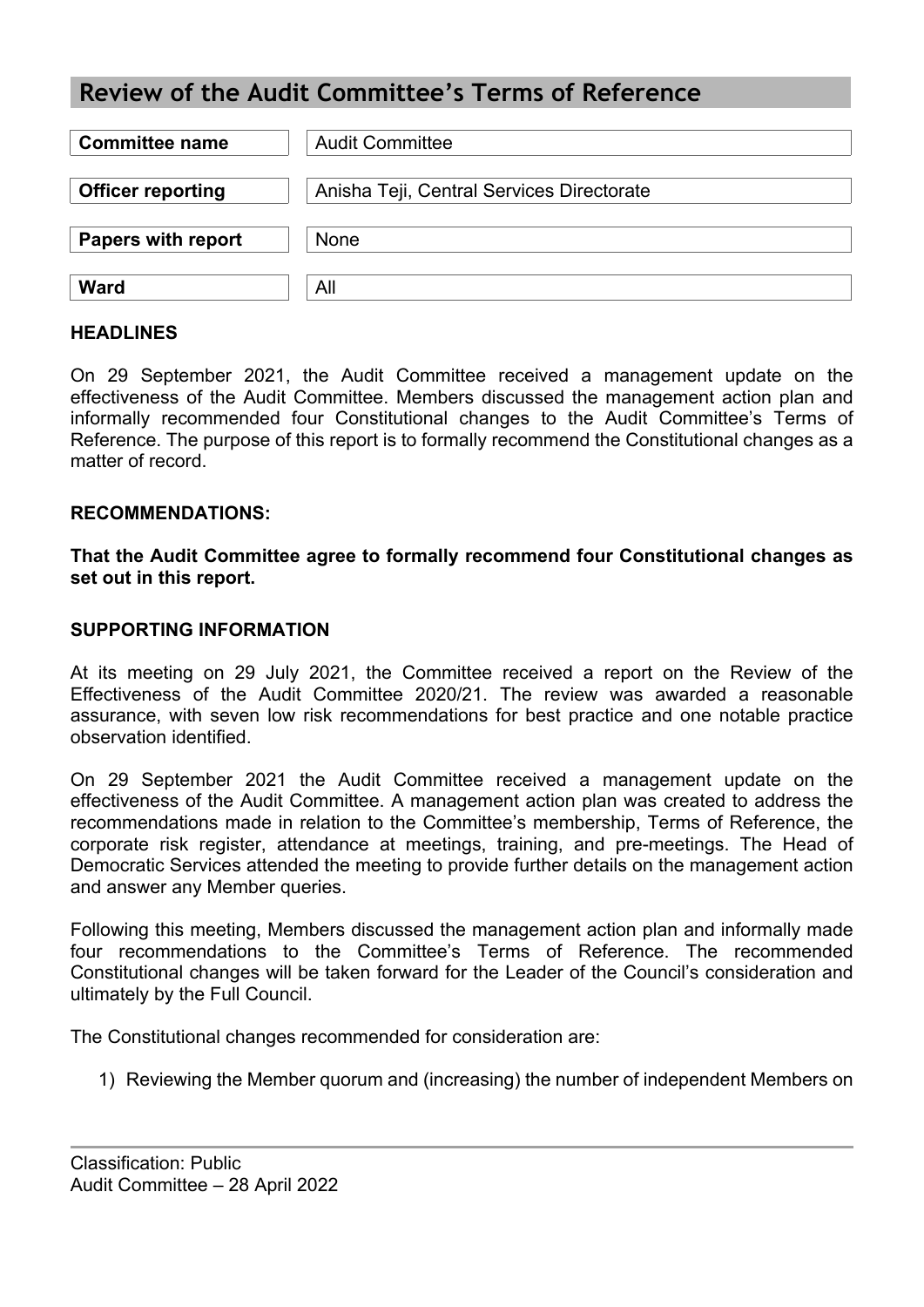# Review of the Audit Committee's Terms of Reference

| **Committee name** | Audit Committee |
|---|---|
| **Officer reporting** | Anisha Teji, Central Services Directorate |
| **Papers with report** | None |
| **Ward** | All |

## HEADLINES

On 29 September 2021, the Audit Committee received a management update on the effectiveness of the Audit Committee. Members discussed the management action plan and informally recommended four Constitutional changes to the Audit Committee's Terms of Reference. The purpose of this report is to formally recommend the Constitutional changes as a matter of record.

## RECOMMENDATIONS:

**That the Audit Committee agree to formally recommend four Constitutional changes as set out in this report.**

## SUPPORTING INFORMATION

At its meeting on 29 July 2021, the Committee received a report on the Review of the Effectiveness of the Audit Committee 2020/21. The review was awarded a reasonable assurance, with seven low risk recommendations for best practice and one notable practice observation identified.

On 29 September 2021 the Audit Committee received a management update on the effectiveness of the Audit Committee. A management action plan was created to address the recommendations made in relation to the Committee's membership, Terms of Reference, the corporate risk register, attendance at meetings, training, and pre-meetings. The Head of Democratic Services attended the meeting to provide further details on the management action and answer any Member queries.

Following this meeting, Members discussed the management action plan and informally made four recommendations to the Committee's Terms of Reference. The recommended Constitutional changes will be taken forward for the Leader of the Council's consideration and ultimately by the Full Council.

The Constitutional changes recommended for consideration are:

1) Reviewing the Member quorum and (increasing) the number of independent Members on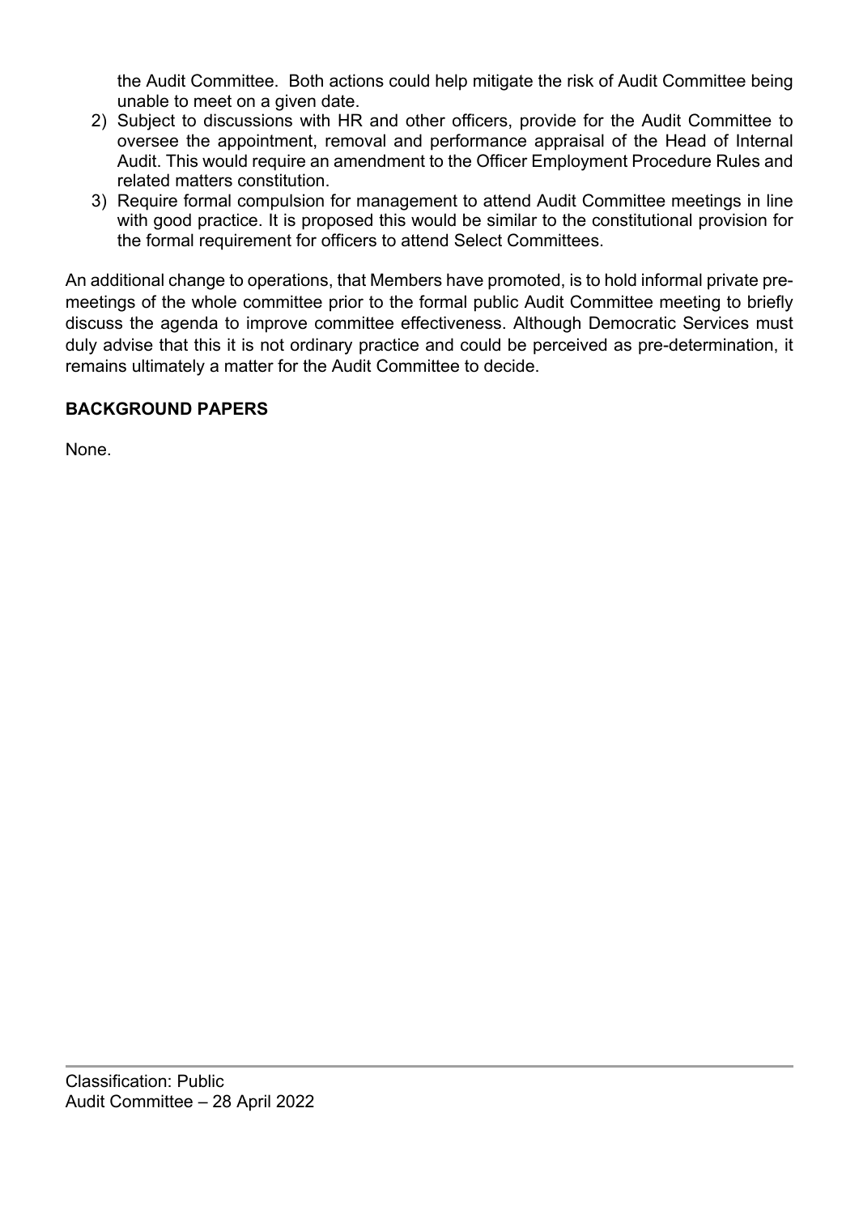the Audit Committee. Both actions could help mitigate the risk of Audit Committee being unable to meet on a given date.

2) Subject to discussions with HR and other officers, provide for the Audit Committee to oversee the appointment, removal and performance appraisal of the Head of Internal Audit. This would require an amendment to the Officer Employment Procedure Rules and related matters constitution.
3) Require formal compulsion for management to attend Audit Committee meetings in line with good practice. It is proposed this would be similar to the constitutional provision for the formal requirement for officers to attend Select Committees.

An additional change to operations, that Members have promoted, is to hold informal private pre-meetings of the whole committee prior to the formal public Audit Committee meeting to briefly discuss the agenda to improve committee effectiveness. Although Democratic Services must duly advise that this it is not ordinary practice and could be perceived as pre-determination, it remains ultimately a matter for the Audit Committee to decide.

## BACKGROUND PAPERS

None.